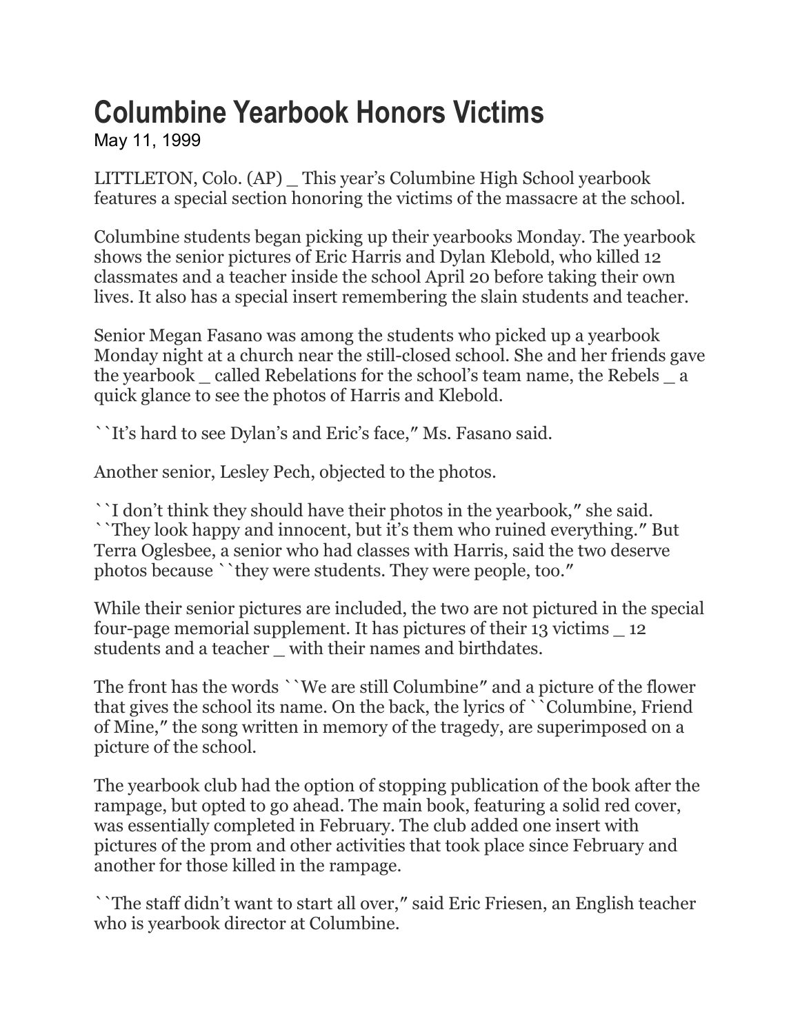# Columbine Yearbook Honors Victims

May 11, 1999

LITTLETON, Colo. (AP) _ This year's Columbine High School yearbook features a special section honoring the victims of the massacre at the school.

Columbine students began picking up their yearbooks Monday. The yearbook shows the senior pictures of Eric Harris and Dylan Klebold, who killed 12 classmates and a teacher inside the school April 20 before taking their own lives. It also has a special insert remembering the slain students and teacher.

Senior Megan Fasano was among the students who picked up a yearbook Monday night at a church near the still-closed school. She and her friends gave the yearbook _ called Rebelations for the school's team name, the Rebels _ a quick glance to see the photos of Harris and Klebold.

``It's hard to see Dylan's and Eric's face,'' Ms. Fasano said.

Another senior, Lesley Pech, objected to the photos.

``I don't think they should have their photos in the yearbook,'' she said. ``They look happy and innocent, but it's them who ruined everything.'' But Terra Oglesbee, a senior who had classes with Harris, said the two deserve photos because ``they were students. They were people, too.''

While their senior pictures are included, the two are not pictured in the special four-page memorial supplement. It has pictures of their 13 victims _ 12 students and a teacher _ with their names and birthdates.

The front has the words ``We are still Columbine'' and a picture of the flower that gives the school its name. On the back, the lyrics of ``Columbine, Friend of Mine,'' the song written in memory of the tragedy, are superimposed on a picture of the school.

The yearbook club had the option of stopping publication of the book after the rampage, but opted to go ahead. The main book, featuring a solid red cover, was essentially completed in February. The club added one insert with pictures of the prom and other activities that took place since February and another for those killed in the rampage.

``The staff didn't want to start all over,'' said Eric Friesen, an English teacher who is yearbook director at Columbine.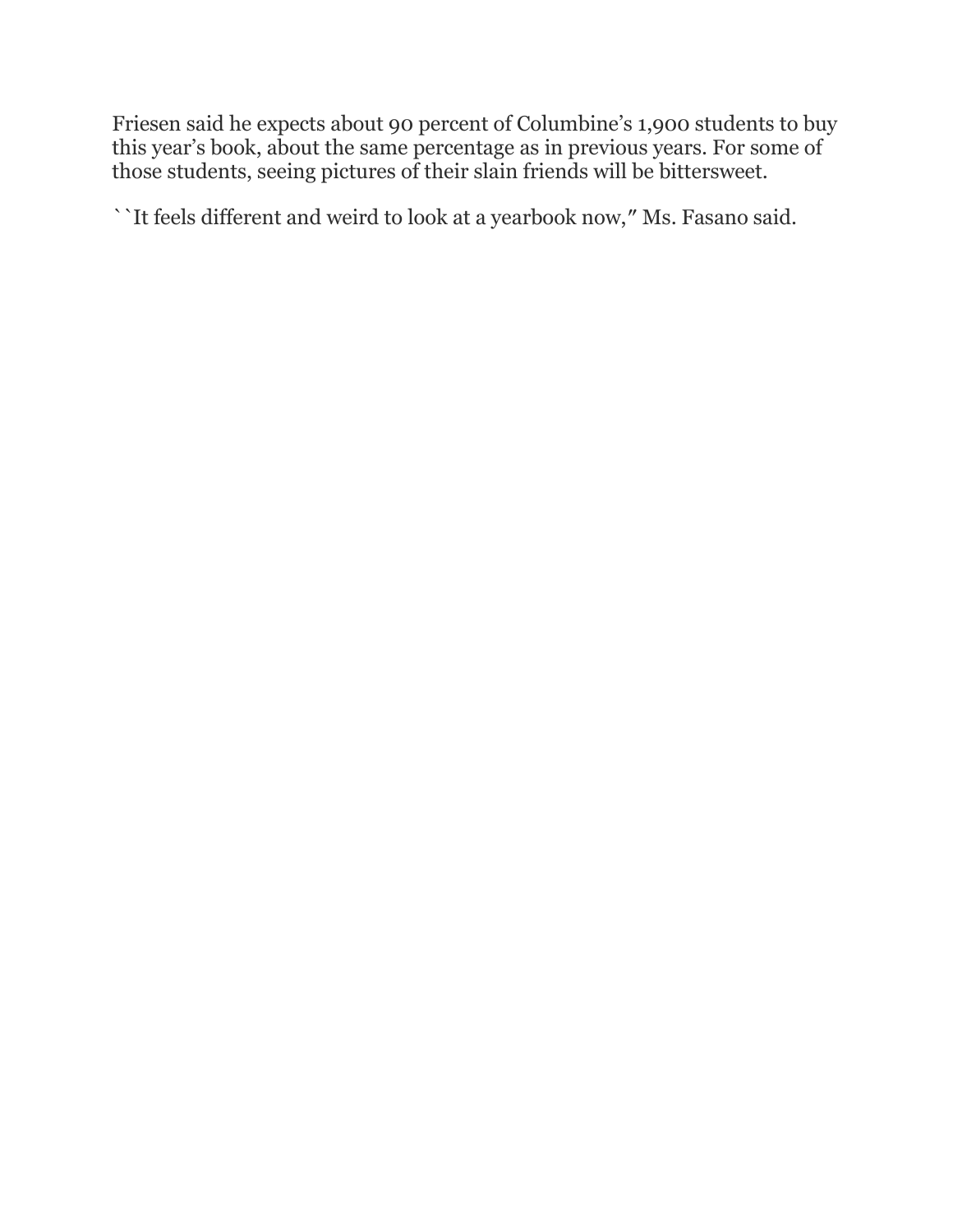Friesen said he expects about 90 percent of Columbine's 1,900 students to buy this year's book, about the same percentage as in previous years. For some of those students, seeing pictures of their slain friends will be bittersweet.

``It feels different and weird to look at a yearbook now,″ Ms. Fasano said.